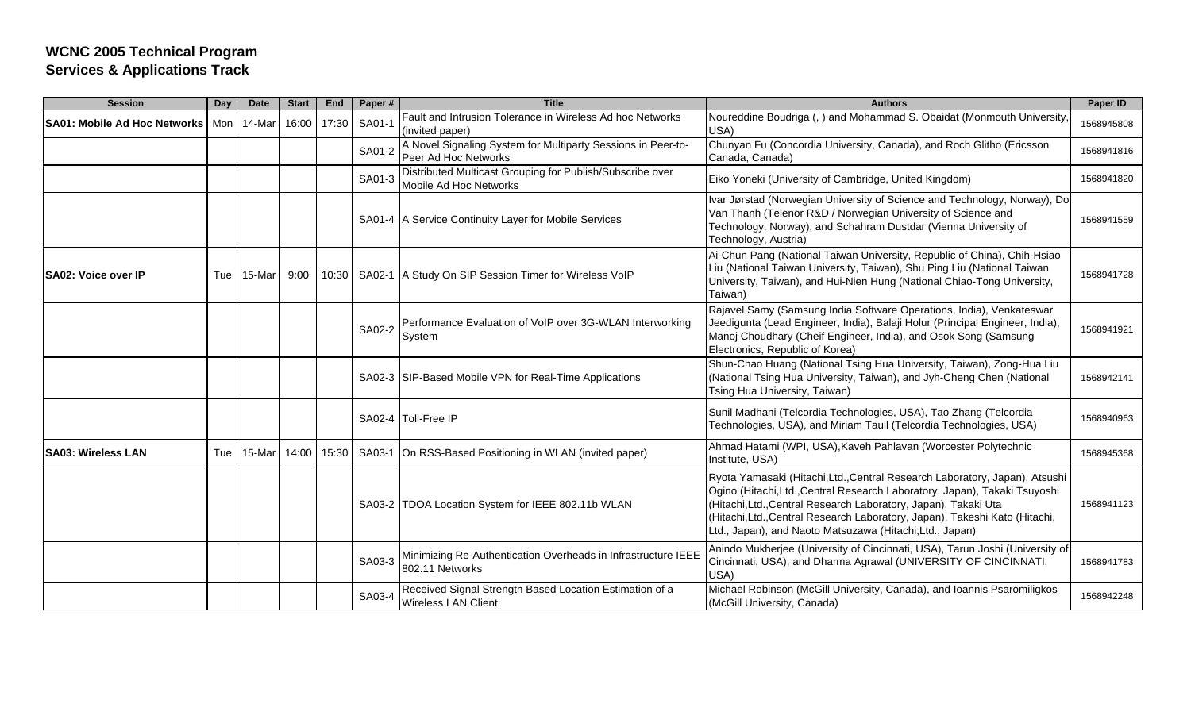# WCNC 2005 Technical Program
## Services & Applications Track

| Session | Day | Date | Start | End | Paper # | Title | Authors | Paper ID |
|---|---|---|---|---|---|---|---|---|
| SA01: Mobile Ad Hoc Networks | Mon | 14-Mar | 16:00 | 17:30 | SA01-1 | Fault and Intrusion Tolerance in Wireless Ad hoc Networks (invited paper) | Noureddine Boudriga (, ) and Mohammad S. Obaidat (Monmouth University, USA) | 1568945808 |
| | | | | | SA01-2 | A Novel Signaling System for Multiparty Sessions in Peer-to-Peer Ad Hoc Networks | Chunyan Fu (Concordia University, Canada), and Roch Glitho (Ericsson Canada, Canada) | 1568941816 |
| | | | | | SA01-3 | Distributed Multicast Grouping for Publish/Subscribe over Mobile Ad Hoc Networks | Eiko Yoneki (University of Cambridge, United Kingdom) | 1568941820 |
| | | | | | SA01-4 | A Service Continuity Layer for Mobile Services | Ivar Jørstad (Norwegian University of Science and Technology, Norway), Do Van Thanh (Telenor R&D / Norwegian University of Science and Technology, Norway), and Schahram Dustdar (Vienna University of Technology, Austria) | 1568941559 |
| SA02: Voice over IP | Tue | 15-Mar | 9:00 | 10:30 | SA02-1 | A Study On SIP Session Timer for Wireless VoIP | Ai-Chun Pang (National Taiwan University, Republic of China), Chih-Hsiao Liu (National Taiwan University, Taiwan), Shu Ping Liu (National Taiwan University, Taiwan), and Hui-Nien Hung (National Chiao-Tong University, Taiwan) | 1568941728 |
| | | | | | SA02-2 | Performance Evaluation of VoIP over 3G-WLAN Interworking System | Rajavel Samy (Samsung India Software Operations, India), Venkateswar Jeedigunta (Lead Engineer, India), Balaji Holur (Principal Engineer, India), Manoj Choudhary (Cheif Engineer, India), and Osok Song (Samsung Electronics, Republic of Korea) | 1568941921 |
| | | | | | SA02-3 | SIP-Based Mobile VPN for Real-Time Applications | Shun-Chao Huang (National Tsing Hua University, Taiwan), Zong-Hua Liu (National Tsing Hua University, Taiwan), and Jyh-Cheng Chen (National Tsing Hua University, Taiwan) | 1568942141 |
| | | | | | SA02-4 | Toll-Free IP | Sunil Madhani (Telcordia Technologies, USA), Tao Zhang (Telcordia Technologies, USA), and Miriam Tauil (Telcordia Technologies, USA) | 1568940963 |
| SA03: Wireless LAN | Tue | 15-Mar | 14:00 | 15:30 | SA03-1 | On RSS-Based Positioning in WLAN (invited paper) | Ahmad Hatami (WPI, USA),Kaveh Pahlavan (Worcester Polytechnic Institute, USA) | 1568945368 |
| | | | | | SA03-2 | TDOA Location System for IEEE 802.11b WLAN | Ryota Yamasaki (Hitachi,Ltd.,Central Research Laboratory, Japan), Atsushi Ogino (Hitachi,Ltd.,Central Research Laboratory, Japan), Takaki Tsuyoshi (Hitachi,Ltd.,Central Research Laboratory, Japan), Takaki Uta (Hitachi,Ltd.,Central Research Laboratory, Japan), Takeshi Kato (Hitachi, Ltd., Japan), and Naoto Matsuzawa (Hitachi,Ltd., Japan) | 1568941123 |
| | | | | | SA03-3 | Minimizing Re-Authentication Overheads in Infrastructure IEEE 802.11 Networks | Anindo Mukherjee (University of Cincinnati, USA), Tarun Joshi (University of Cincinnati, USA), and Dharma Agrawal (UNIVERSITY OF CINCINNATI, USA) | 1568941783 |
| | | | | | SA03-4 | Received Signal Strength Based Location Estimation of a Wireless LAN Client | Michael Robinson (McGill University, Canada), and Ioannis Psaromiligkos (McGill University, Canada) | 1568942248 |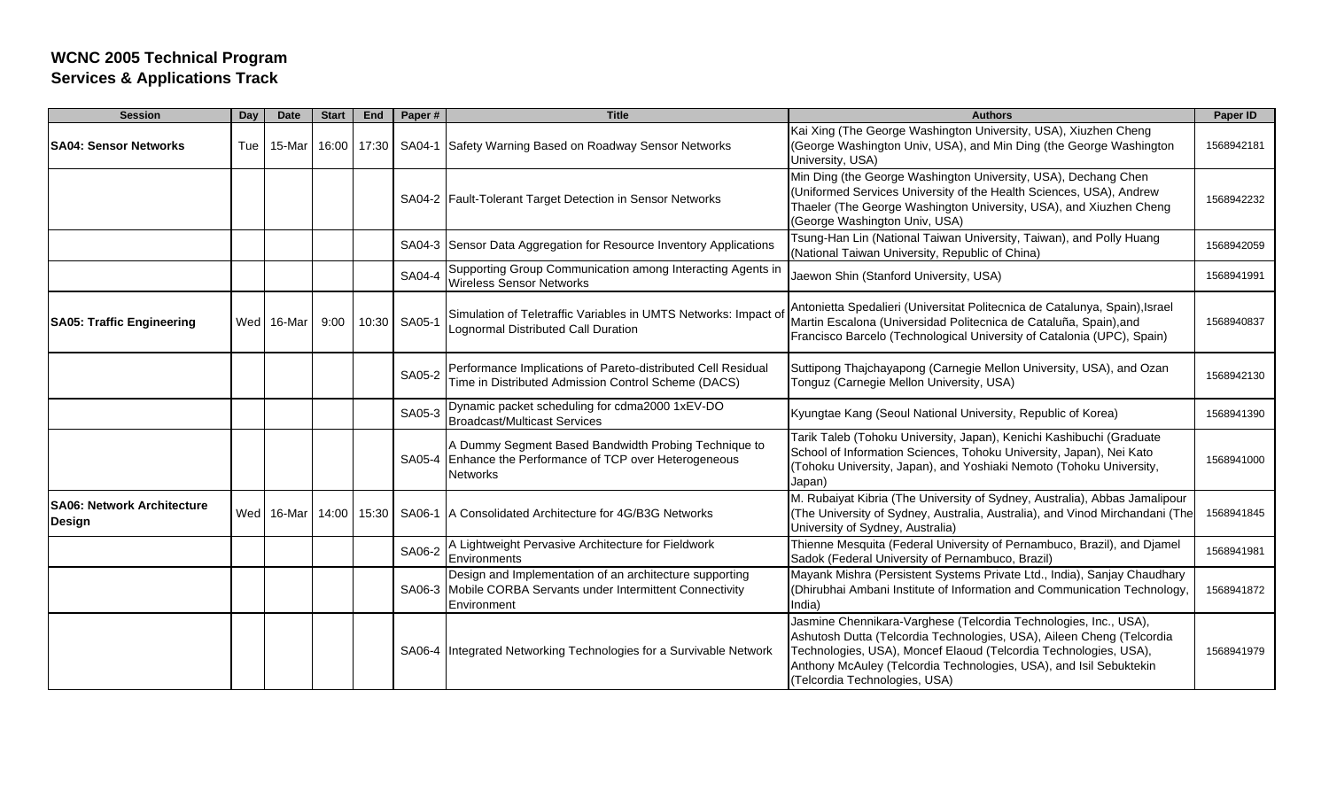**WCNC 2005 Technical Program**
**Services & Applications Track**

| Session | Day | Date | Start | End | Paper # | Title | Authors | Paper ID |
|---|---|---|---|---|---|---|---|---|
| **SA04: Sensor Networks** | Tue | 15-Mar | 16:00 | 17:30 | SA04-1 | Safety Warning Based on Roadway Sensor Networks | Kai Xing (The George Washington University, USA), Xiuzhen Cheng (George Washington Univ, USA), and Min Ding (the George Washington University, USA) | 1568942181 |
| | | | | | SA04-2 | Fault-Tolerant Target Detection in Sensor Networks | Min Ding (the George Washington University, USA), Dechang Chen (Uniformed Services University of the Health Sciences, USA), Andrew Thaeler (The George Washington University, USA), and Xiuzhen Cheng (George Washington Univ, USA) | 1568942232 |
| | | | | | SA04-3 | Sensor Data Aggregation for Resource Inventory Applications | Tsung-Han Lin (National Taiwan University, Taiwan), and Polly Huang (National Taiwan University, Republic of China) | 1568942059 |
| | | | | | SA04-4 | Supporting Group Communication among Interacting Agents in Wireless Sensor Networks | Jaewon Shin (Stanford University, USA) | 1568941991 |
| **SA05: Traffic Engineering** | Wed | 16-Mar | 9:00 | 10:30 | SA05-1 | Simulation of Teletraffic Variables in UMTS Networks: Impact of Lognormal Distributed Call Duration | Antonietta Spedalieri (Universitat Politecnica de Catalunya, Spain),Israel Martin Escalona (Universidad Politecnica de Cataluña, Spain),and Francisco Barcelo (Technological University of Catalonia (UPC), Spain) | 1568940837 |
| | | | | | SA05-2 | Performance Implications of Pareto-distributed Cell Residual Time in Distributed Admission Control Scheme (DACS) | Suttipong Thajchayapong (Carnegie Mellon University, USA), and Ozan Tonguz (Carnegie Mellon University, USA) | 1568942130 |
| | | | | | SA05-3 | Dynamic packet scheduling for cdma2000 1xEV-DO Broadcast/Multicast Services | Kyungtae Kang (Seoul National University, Republic of Korea) | 1568941390 |
| | | | | | SA05-4 | A Dummy Segment Based Bandwidth Probing Technique to Enhance the Performance of TCP over Heterogeneous Networks | Tarik Taleb (Tohoku University, Japan), Kenichi Kashibuchi (Graduate School of Information Sciences, Tohoku University, Japan), Nei Kato (Tohoku University, Japan), and Yoshiaki Nemoto (Tohoku University, Japan) | 1568941000 |
| **SA06: Network Architecture Design** | Wed | 16-Mar | 14:00 | 15:30 | SA06-1 | A Consolidated Architecture for 4G/B3G Networks | M. Rubaiyat Kibria (The University of Sydney, Australia), Abbas Jamalipour (The University of Sydney, Australia, Australia), and Vinod Mirchandani (The University of Sydney, Australia) | 1568941845 |
| | | | | | SA06-2 | A Lightweight Pervasive Architecture for Fieldwork Environments | Thienne Mesquita (Federal University of Pernambuco, Brazil), and Djamel Sadok (Federal University of Pernambuco, Brazil) | 1568941981 |
| | | | | | SA06-3 | Design and Implementation of an architecture supporting Mobile CORBA Servants under Intermittent Connectivity Environment | Mayank Mishra (Persistent Systems Private Ltd., India), Sanjay Chaudhary (Dhirubhai Ambani Institute of Information and Communication Technology, India) | 1568941872 |
| | | | | | SA06-4 | Integrated Networking Technologies for a Survivable Network | Jasmine Chennikara-Varghese (Telcordia Technologies, Inc., USA), Ashutosh Dutta (Telcordia Technologies, USA), Aileen Cheng (Telcordia Technologies, USA), Moncef Elaoud (Telcordia Technologies, USA), Anthony McAuley (Telcordia Technologies, USA), and Isil Sebuktekin (Telcordia Technologies, USA) | 1568941979 |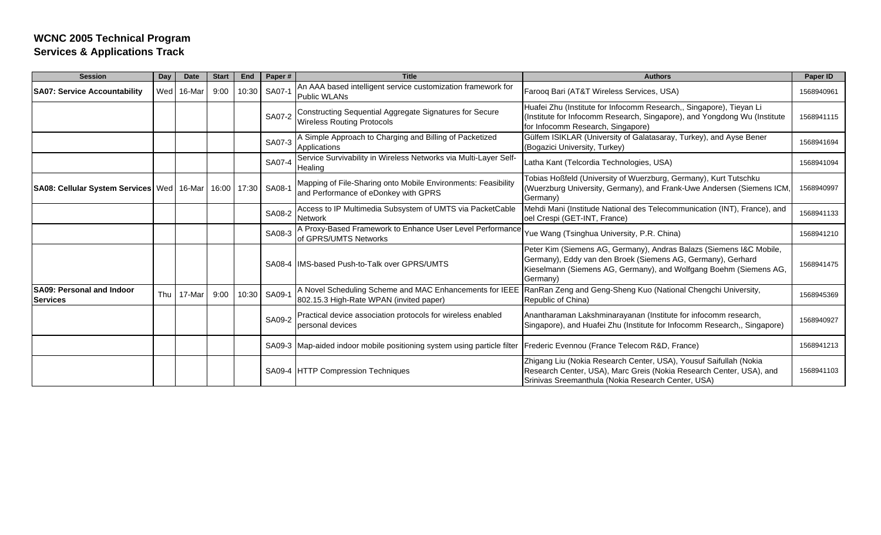**WCNC 2005 Technical Program**
**Services & Applications Track**

| Session | Day | Date | Start | End | Paper # | Title | Authors | Paper ID |
|---|---|---|---|---|---|---|---|---|
| **SA07: Service Accountability** | Wed | 16-Mar | 9:00 | 10:30 | SA07-1 | An AAA based intelligent service customization framework for Public WLANs | Farooq Bari (AT&T Wireless Services, USA) | 1568940961 |
| | | | | | SA07-2 | Constructing Sequential Aggregate Signatures for Secure Wireless Routing Protocols | Huafei Zhu (Institute for Infocomm Research,, Singapore), Tieyan Li (Institute for Infocomm Research, Singapore), and Yongdong Wu (Institute for Infocomm Research, Singapore) | 1568941115 |
| | | | | | SA07-3 | A Simple Approach to Charging and Billing of Packetized Applications | Gülfem ISIKLAR (University of Galatasaray, Turkey), and Ayse Bener (Bogazici University, Turkey) | 1568941694 |
| | | | | | SA07-4 | Service Survivability in Wireless Networks via Multi-Layer Self-Healing | Latha Kant (Telcordia Technologies, USA) | 1568941094 |
| **SA08: Cellular System Services** | Wed | 16-Mar | 16:00 | 17:30 | SA08-1 | Mapping of File-Sharing onto Mobile Environments: Feasibility and Performance of eDonkey with GPRS | Tobias Hoßfeld (University of Wuerzburg, Germany), Kurt Tutschku (Wuerzburg University, Germany), and Frank-Uwe Andersen (Siemens ICM, Germany) | 1568940997 |
| | | | | | SA08-2 | Access to IP Multimedia Subsystem of UMTS via PacketCable Network | Mehdi Mani (Institude National des Telecommunication (INT), France), and oel Crespi (GET-INT, France) | 1568941133 |
| | | | | | SA08-3 | A Proxy-Based Framework to Enhance User Level Performance of GPRS/UMTS Networks | Yue Wang (Tsinghua University, P.R. China) | 1568941210 |
| | | | | | SA08-4 | IMS-based Push-to-Talk over GPRS/UMTS | Peter Kim (Siemens AG, Germany), Andras Balazs (Siemens I&C Mobile, Germany), Eddy van den Broek (Siemens AG, Germany), Gerhard Kieselmann (Siemens AG, Germany), and Wolfgang Boehm (Siemens AG, Germany) | 1568941475 |
| **SA09: Personal and Indoor Services** | Thu | 17-Mar | 9:00 | 10:30 | SA09-1 | A Novel Scheduling Scheme and MAC Enhancements for IEEE 802.15.3 High-Rate WPAN (invited paper) | RanRan Zeng and Geng-Sheng Kuo (National Chengchi University, Republic of China) | 1568945369 |
| | | | | | SA09-2 | Practical device association protocols for wireless enabled personal devices | Anantharaman Lakshminarayanan (Institute for infocomm research, Singapore), and Huafei Zhu (Institute for Infocomm Research,, Singapore) | 1568940927 |
| | | | | | SA09-3 | Map-aided indoor mobile positioning system using particle filter | Frederic Evennou (France Telecom R&D, France) | 1568941213 |
| | | | | | SA09-4 | HTTP Compression Techniques | Zhigang Liu (Nokia Research Center, USA), Yousuf Saifullah (Nokia Research Center, USA), Marc Greis (Nokia Research Center, USA), and Srinivas Sreemanthula (Nokia Research Center, USA) | 1568941103 |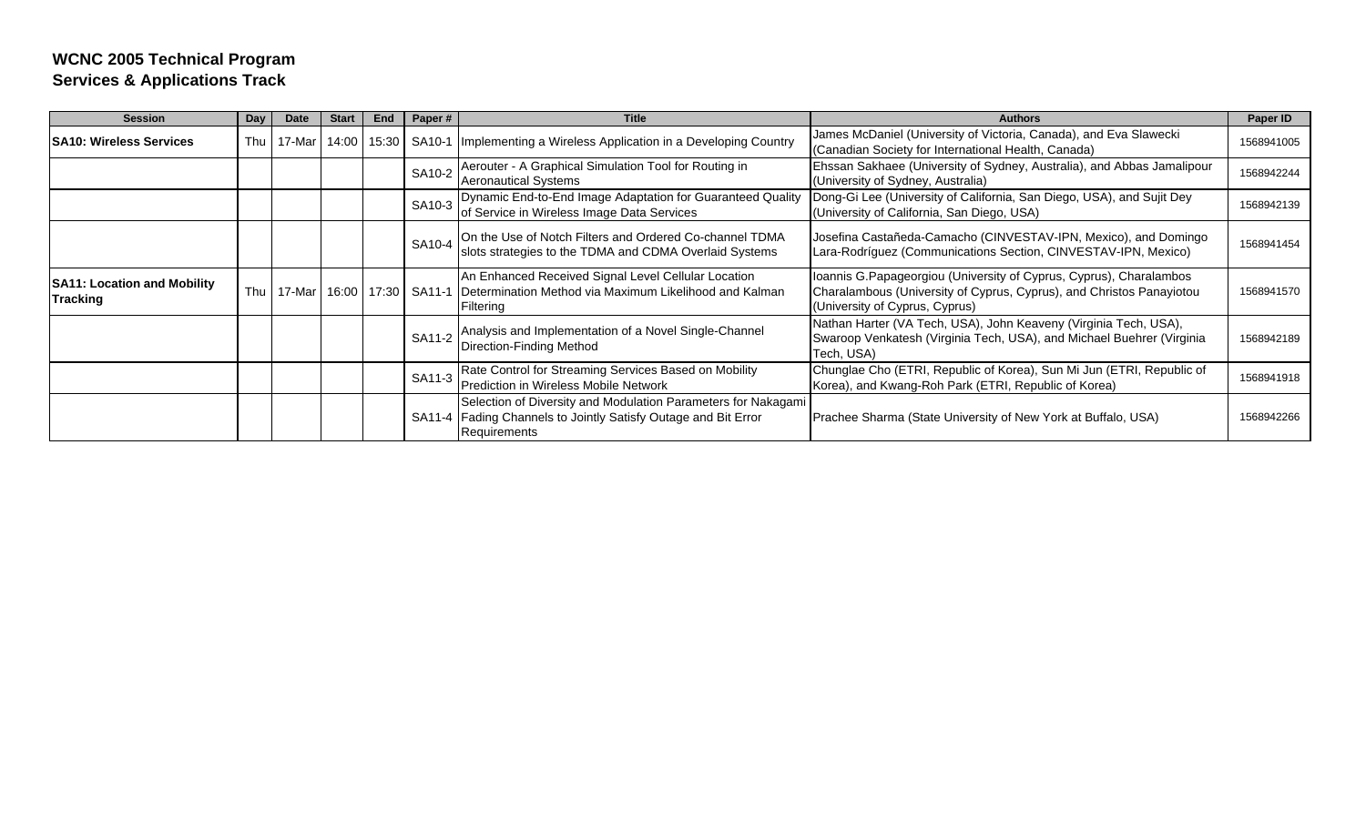**WCNC 2005 Technical Program**
**Services & Applications Track**

| Session | Day | Date | Start | End | Paper # | Title | Authors | Paper ID |
|---|---|---|---|---|---|---|---|---|
| **SA10: Wireless Services** | Thu | 17-Mar | 14:00 | 15:30 | SA10-1 | Implementing a Wireless Application in a Developing Country | James McDaniel (University of Victoria, Canada), and Eva Slawecki (Canadian Society for International Health, Canada) | 1568941005 |
| | | | | | SA10-2 | Aerouter - A Graphical Simulation Tool for Routing in Aeronautical Systems | Ehssan Sakhaee (University of Sydney, Australia), and Abbas Jamalipour (University of Sydney, Australia) | 1568942244 |
| | | | | | SA10-3 | Dynamic End-to-End Image Adaptation for Guaranteed Quality of Service in Wireless Image Data Services | Dong-Gi Lee (University of California, San Diego, USA), and Sujit Dey (University of California, San Diego, USA) | 1568942139 |
| | | | | | SA10-4 | On the Use of Notch Filters and Ordered Co-channel TDMA slots strategies to the TDMA and CDMA Overlaid Systems | Josefina Castañeda-Camacho (CINVESTAV-IPN, Mexico), and Domingo Lara-Rodríguez (Communications Section, CINVESTAV-IPN, Mexico) | 1568941454 |
| **SA11: Location and Mobility Tracking** | Thu | 17-Mar | 16:00 | 17:30 | SA11-1 | An Enhanced Received Signal Level Cellular Location Determination Method via Maximum Likelihood and Kalman Filtering | Ioannis G.Papageorgiou (University of Cyprus, Cyprus), Charalambos Charalambous (University of Cyprus, Cyprus), and Christos Panayiotou (University of Cyprus, Cyprus) | 1568941570 |
| | | | | | SA11-2 | Analysis and Implementation of a Novel Single-Channel Direction-Finding Method | Nathan Harter (VA Tech, USA), John Keaveny (Virginia Tech, USA), Swaroop Venkatesh (Virginia Tech, USA), and Michael Buehrer (Virginia Tech, USA) | 1568942189 |
| | | | | | SA11-3 | Rate Control for Streaming Services Based on Mobility Prediction in Wireless Mobile Network | Chunglae Cho (ETRI, Republic of Korea), Sun Mi Jun (ETRI, Republic of Korea), and Kwang-Roh Park (ETRI, Republic of Korea) | 1568941918 |
| | | | | | SA11-4 | Selection of Diversity and Modulation Parameters for Nakagami Fading Channels to Jointly Satisfy Outage and Bit Error Requirements | Prachee Sharma (State University of New York at Buffalo, USA) | 1568942266 |